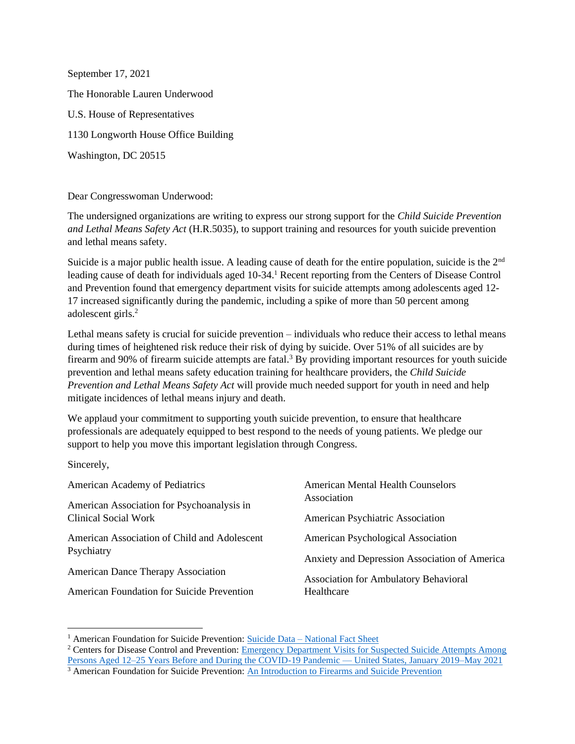September 17, 2021

The Honorable Lauren Underwood

U.S. House of Representatives

1130 Longworth House Office Building

Washington, DC 20515

Dear Congresswoman Underwood:

The undersigned organizations are writing to express our strong support for the *Child Suicide Prevention and Lethal Means Safety Act* (H.R.5035), to support training and resources for youth suicide prevention and lethal means safety.

Suicide is a major public health issue. A leading cause of death for the entire population, suicide is the 2nd leading cause of death for individuals aged 10-34.[1] Recent reporting from the Centers of Disease Control and Prevention found that emergency department visits for suicide attempts among adolescents aged 12-17 increased significantly during the pandemic, including a spike of more than 50 percent among adolescent girls.[2]

Lethal means safety is crucial for suicide prevention – individuals who reduce their access to lethal means during times of heightened risk reduce their risk of dying by suicide. Over 51% of all suicides are by firearm and 90% of firearm suicide attempts are fatal.[3] By providing important resources for youth suicide prevention and lethal means safety education training for healthcare providers, the *Child Suicide Prevention and Lethal Means Safety Act* will provide much needed support for youth in need and help mitigate incidences of lethal means injury and death.

We applaud your commitment to supporting youth suicide prevention, to ensure that healthcare professionals are adequately equipped to best respond to the needs of young patients. We pledge our support to help you move this important legislation through Congress.

Sincerely,

American Academy of Pediatrics

American Association for Psychoanalysis in Clinical Social Work

American Association of Child and Adolescent Psychiatry

American Dance Therapy Association

American Foundation for Suicide Prevention

American Mental Health Counselors Association

American Psychiatric Association

American Psychological Association

Anxiety and Depression Association of America

Association for Ambulatory Behavioral Healthcare

---

[1] American Foundation for Suicide Prevention: Suicide Data – National Fact Sheet

[2] Centers for Disease Control and Prevention: Emergency Department Visits for Suspected Suicide Attempts Among Persons Aged 12–25 Years Before and During the COVID-19 Pandemic — United States, January 2019–May 2021

[3] American Foundation for Suicide Prevention: An Introduction to Firearms and Suicide Prevention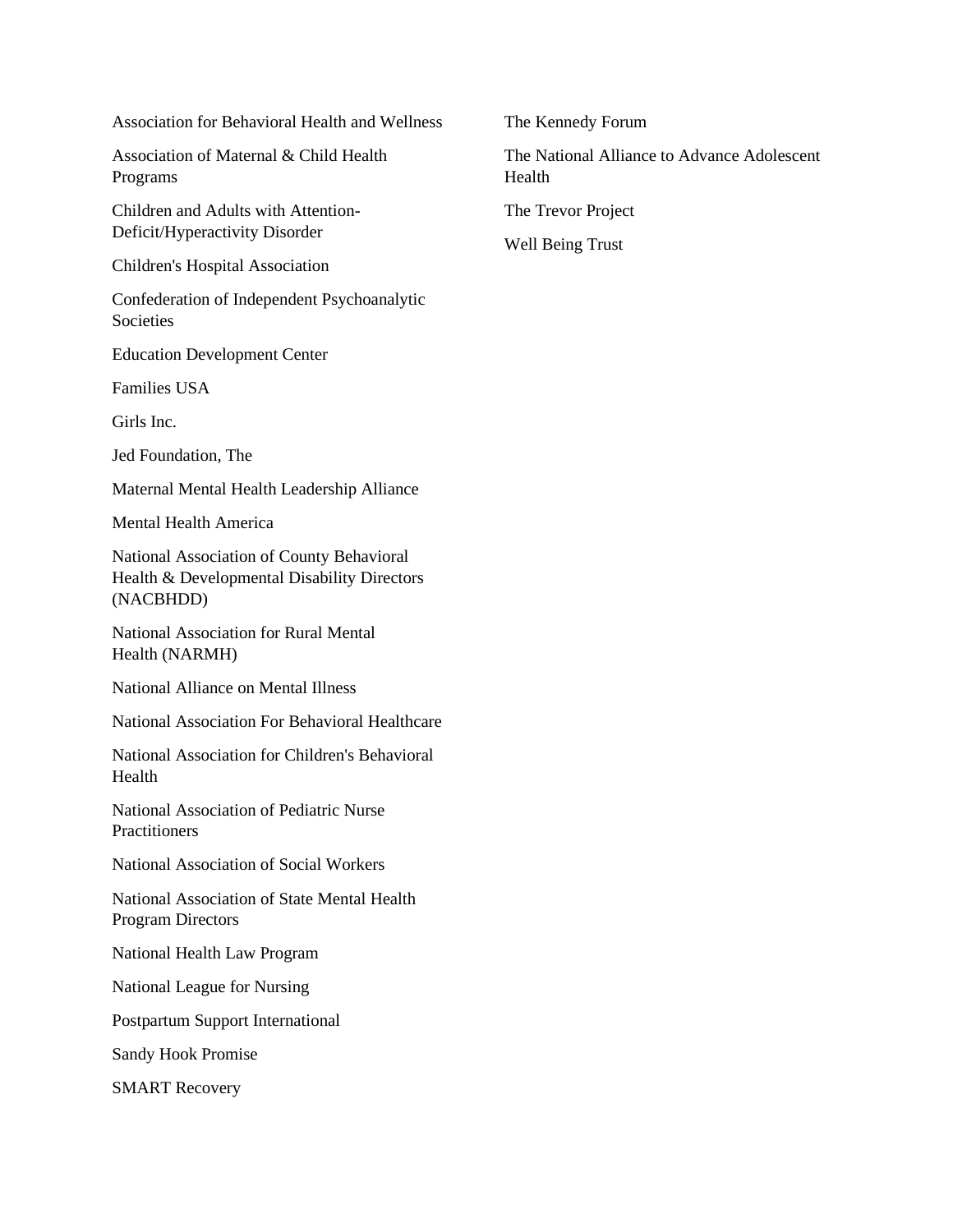Association for Behavioral Health and Wellness

Association of Maternal & Child Health Programs

Children and Adults with Attention-Deficit/Hyperactivity Disorder

Children's Hospital Association

Confederation of Independent Psychoanalytic Societies

Education Development Center

Families USA

Girls Inc.

Jed Foundation, The

Maternal Mental Health Leadership Alliance

Mental Health America

National Association of County Behavioral Health & Developmental Disability Directors (NACBHDD)

National Association for Rural Mental Health (NARMH)

National Alliance on Mental Illness

National Association For Behavioral Healthcare

National Association for Children's Behavioral Health

National Association of Pediatric Nurse Practitioners

National Association of Social Workers

National Association of State Mental Health Program Directors

National Health Law Program

National League for Nursing

Postpartum Support International

Sandy Hook Promise

SMART Recovery

The Kennedy Forum

The National Alliance to Advance Adolescent Health

The Trevor Project

Well Being Trust